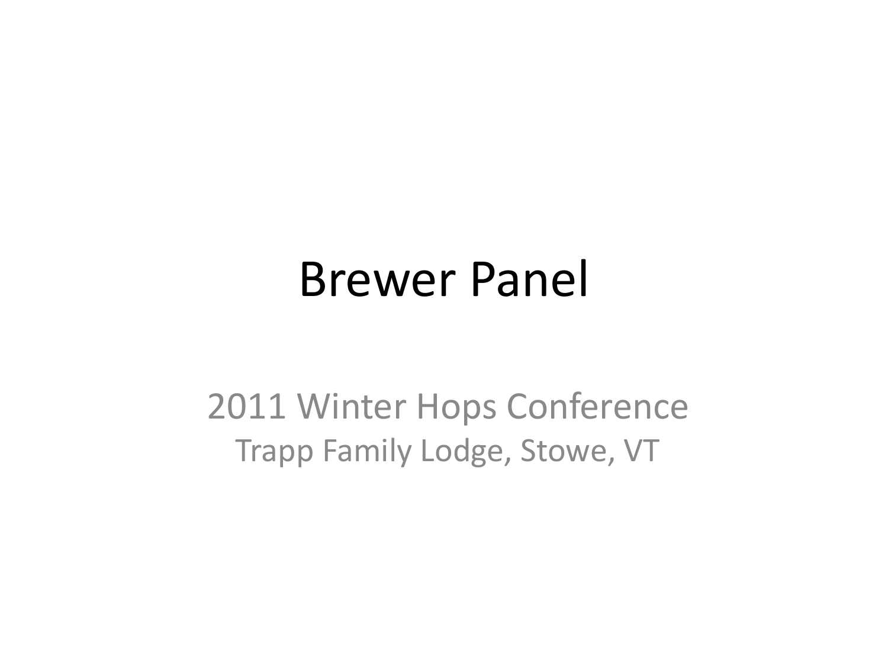# Brewer Panel

2011 Winter Hops Conference

Trapp Family Lodge, Stowe, VT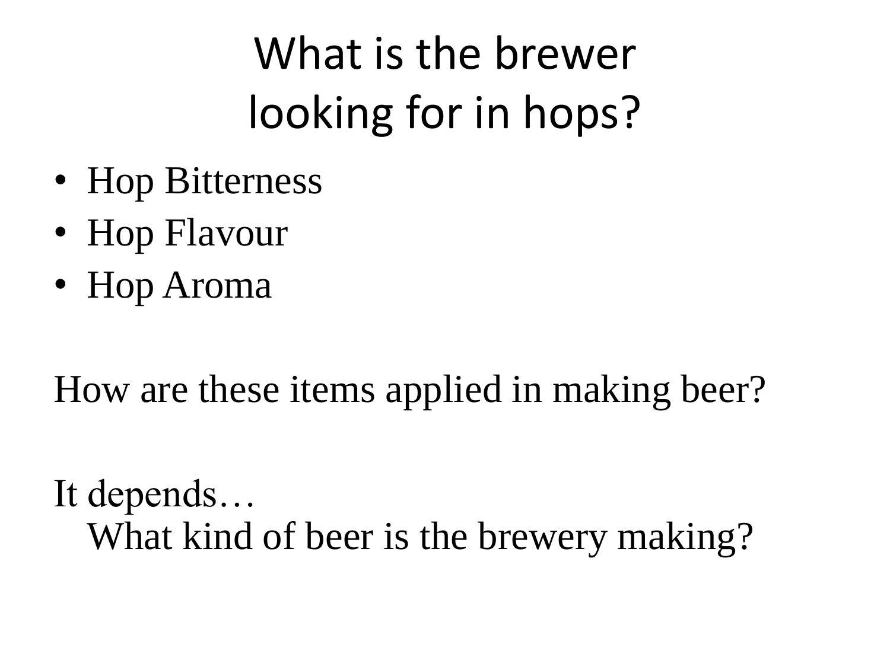# What is the brewer looking for in hops?

- Hop Bitterness
- Hop Flavour
- Hop Aroma

How are these items applied in making beer?

It depends…
What kind of beer is the brewery making?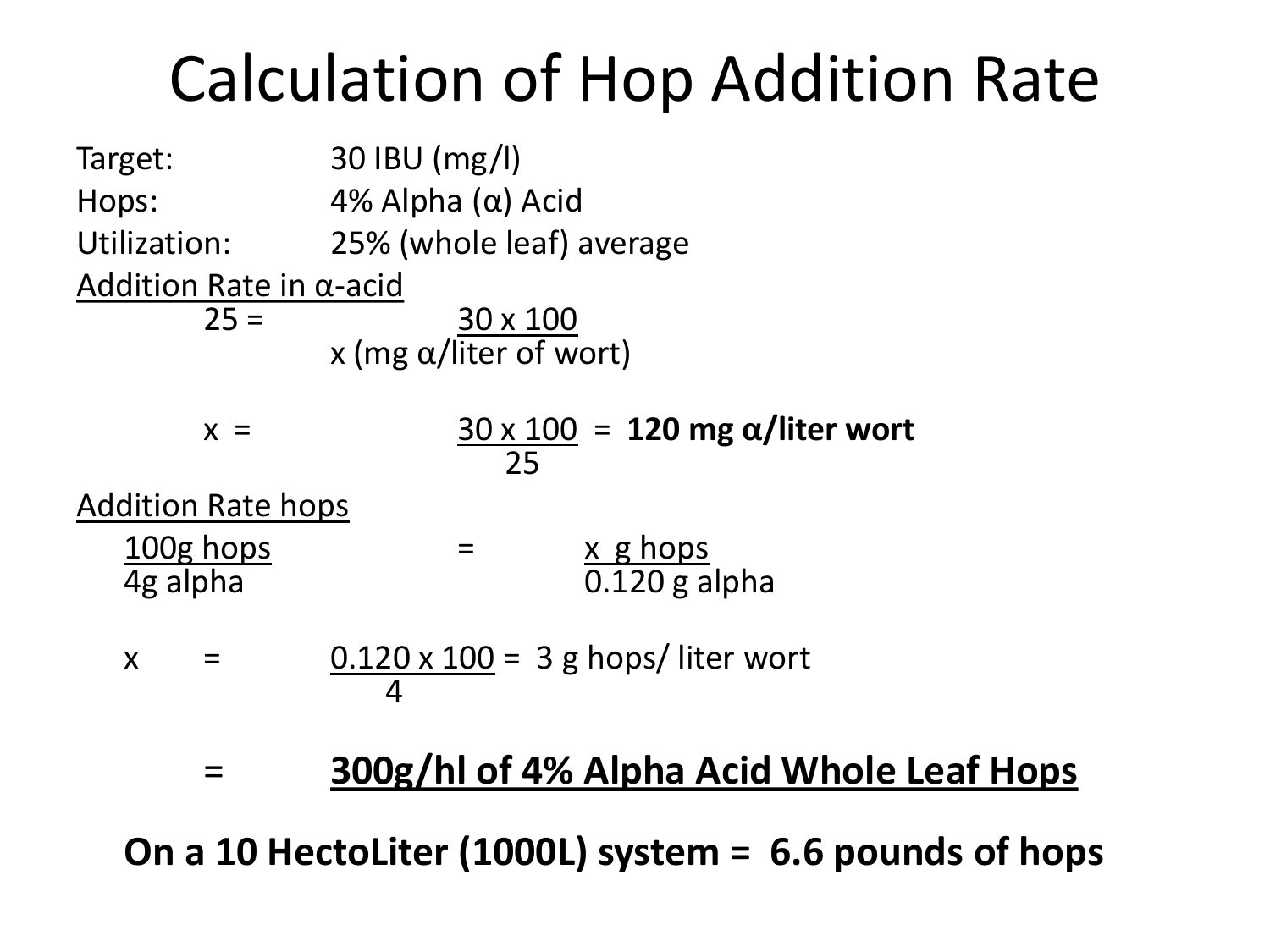# Calculation of Hop Addition Rate

Target: 30 IBU (mg/l)

Hops: 4% Alpha (α) Acid

Utilization: 25% (whole leaf) average

<u>Addition Rate in α-acid</u>

$$25 = \frac{30 \times 100}{x \text{ (mg } \alpha\text{/liter of wort)}}$$

$$x = \frac{30 \times 100}{25} = \mathbf{120 \text{ mg } \alpha\text{/liter wort}}$$

<u>Addition Rate hops</u>

$$\frac{100\text{g hops}}{4\text{g alpha}} = \frac{x \text{ g hops}}{0.120 \text{ g alpha}}$$

$$x = \frac{0.120 \times 100}{4} = 3 \text{ g hops/ liter wort}$$

= **<u>300g/hl of 4% Alpha Acid Whole Leaf Hops</u>**

**On a 10 HectoLiter (1000L) system = 6.6 pounds of hops**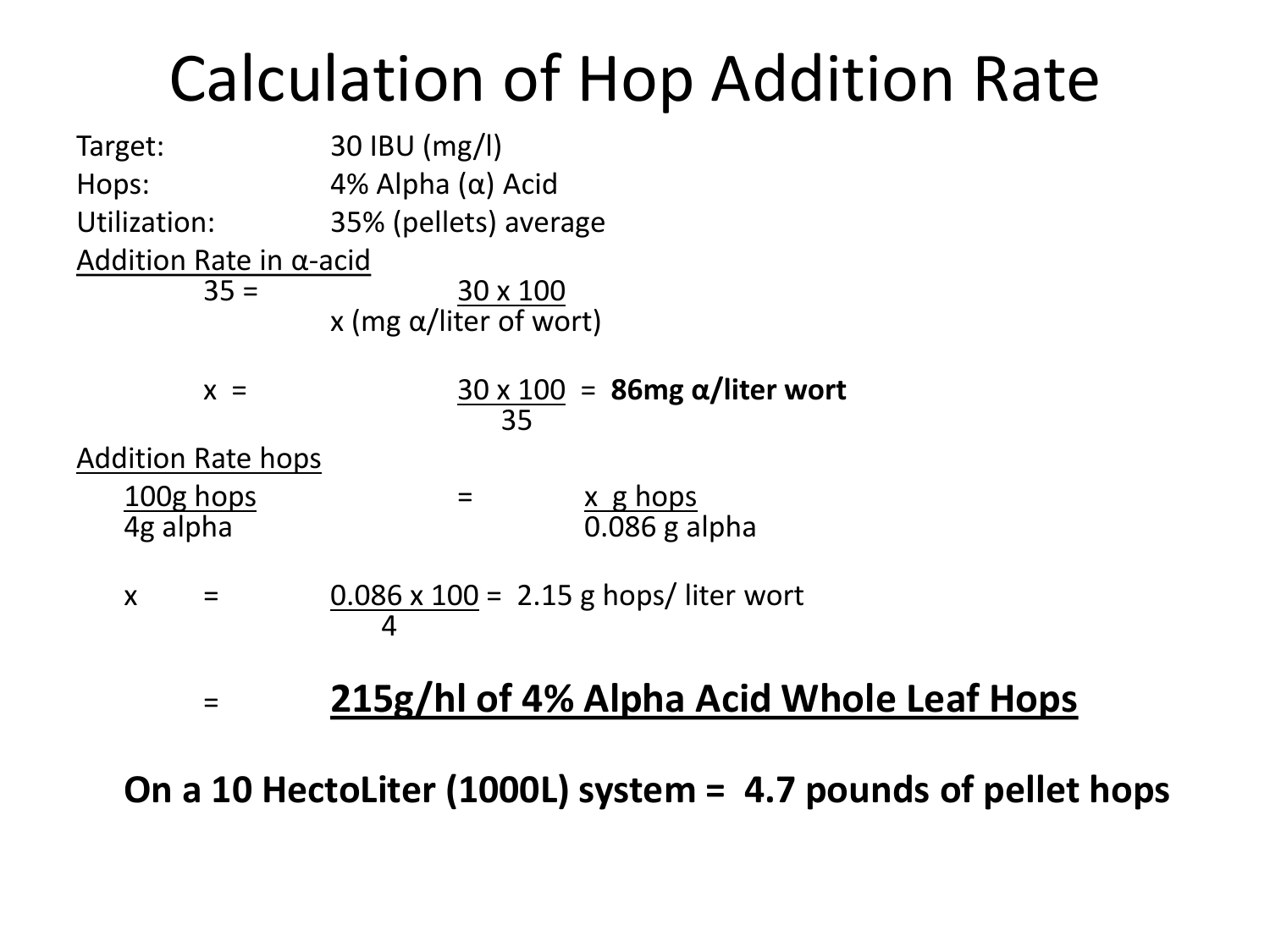# Calculation of Hop Addition Rate

Target: 30 IBU (mg/l)

Hops: 4% Alpha (α) Acid

Utilization: 35% (pellets) average

Addition Rate in α-acid

$$35 = \frac{30 \times 100}{x \text{ (mg } \alpha\text{/liter of wort)}}$$

$$x = \frac{30 \times 100}{35} = \textbf{86mg } \boldsymbol{\alpha}\textbf{/liter wort}$$

Addition Rate hops

$$\frac{100\text{g hops}}{4\text{g alpha}} = \frac{x \text{ g hops}}{0.086 \text{ g alpha}}$$

$$x = \frac{0.086 \times 100}{4} = 2.15 \text{ g hops/ liter wort}$$

= **215g/hl of 4% Alpha Acid Whole Leaf Hops**

**On a 10 HectoLiter (1000L) system = 4.7 pounds of pellet hops**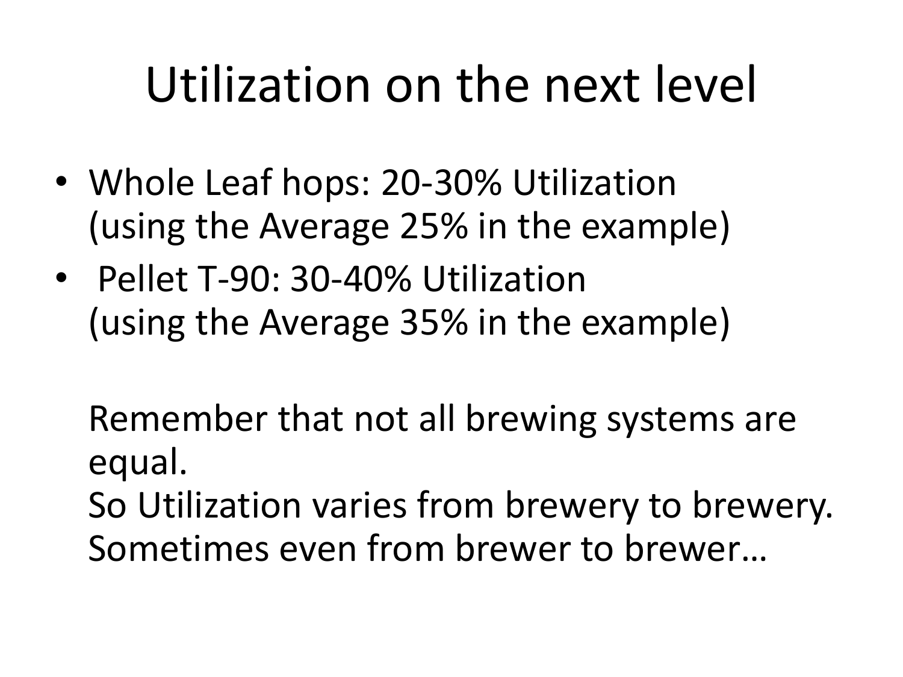# Utilization on the next level

- Whole Leaf hops: 20-30% Utilization
  (using the Average 25% in the example)
- Pellet T-90: 30-40% Utilization
  (using the Average 35% in the example)

  Remember that not all brewing systems are equal.
  So Utilization varies from brewery to brewery.
  Sometimes even from brewer to brewer…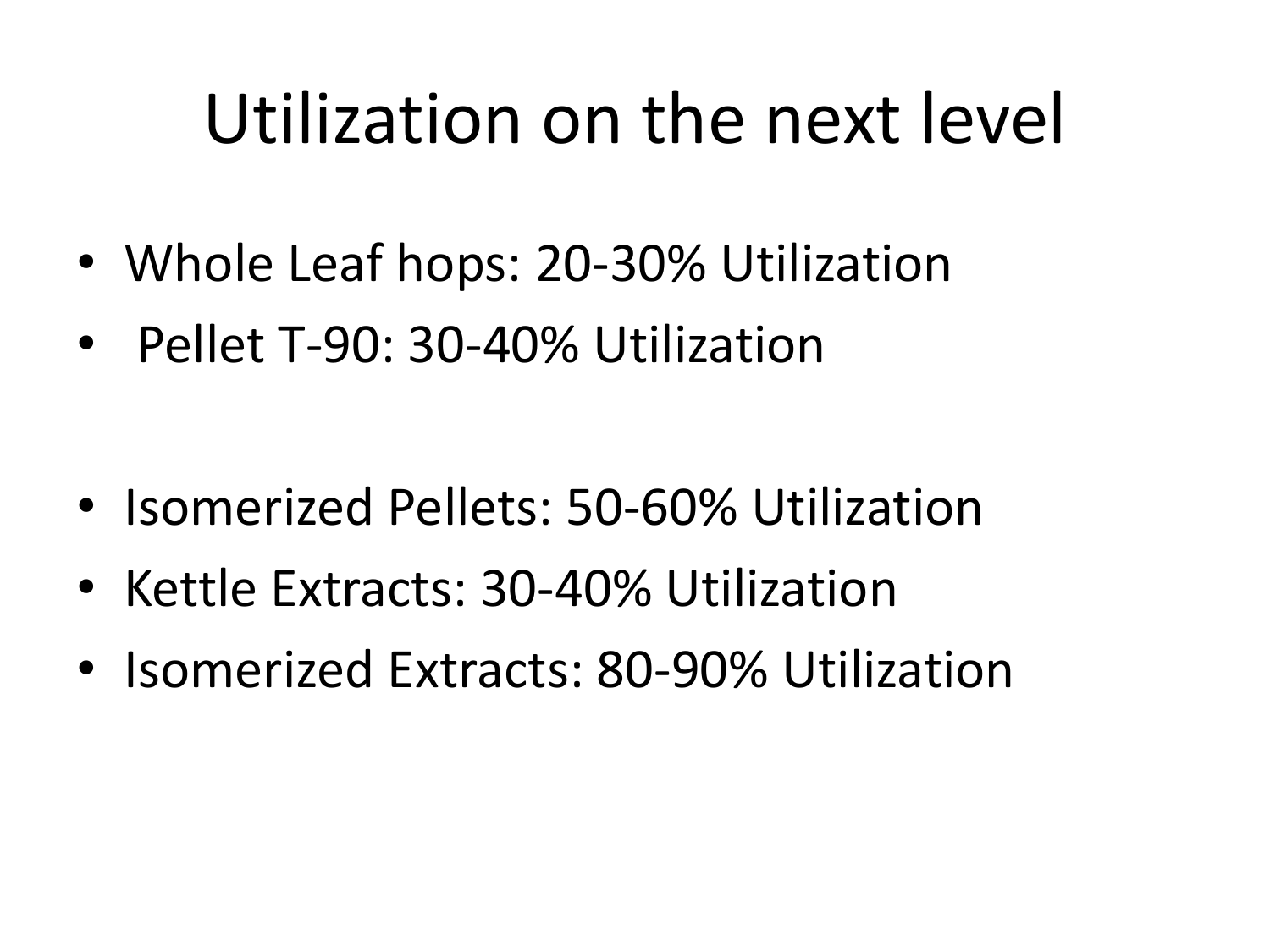# Utilization on the next level

- Whole Leaf hops: 20-30% Utilization
- Pellet T-90: 30-40% Utilization

- Isomerized Pellets: 50-60% Utilization
- Kettle Extracts: 30-40% Utilization
- Isomerized Extracts: 80-90% Utilization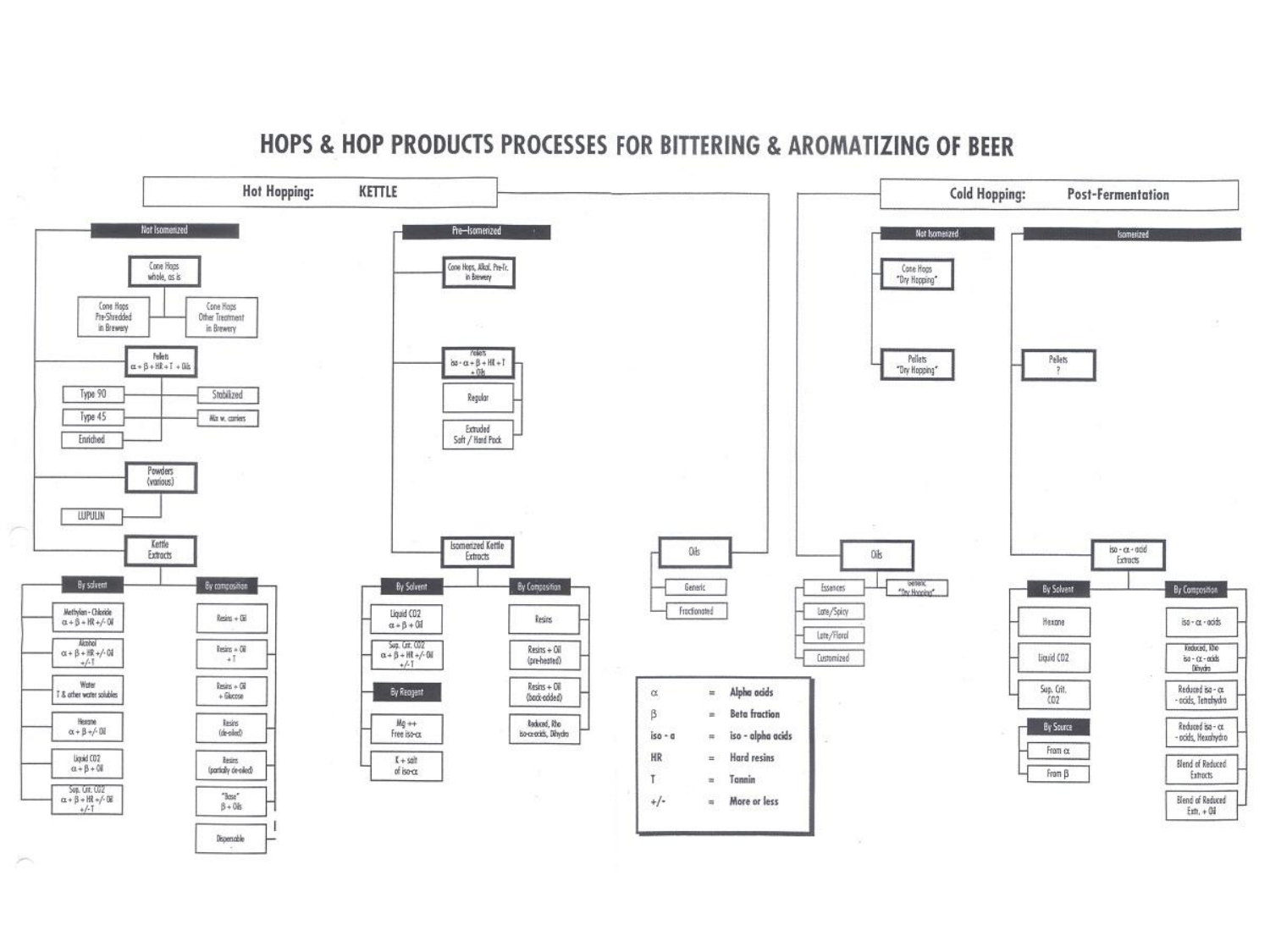# HOPS & HOP PRODUCTS PROCESSES FOR BITTERING & AROMATIZING OF BEER

## Hot Hopping: KETTLE

### Not Isomerized

- Cone Hops whole, as is
  - Cone Hops Pre-Shredded in Brewery
  - Cone Hops Other Treatment in Brewery
- Pellets $\alpha + \beta$ + HR + T + Oils
  - Type 90
  - Type 45
  - Enriched
  - Stabilized
  - Mix w. carriers
- Powders (various)
  - LUPULIN
- Kettle Extracts
  - By solvent
    - Methylen-Chloride $\alpha + \beta$ + HR +/- Oil
    - Alcohol $\alpha + \beta$ + HR +/- Oil +/- T
    - Water T & other water solubles
    - Hexane $\alpha + \beta$ +/- Oil
    - Liquid CO2 $\alpha + \beta$ + Oil
    - Sup. Crit. CO2 $\alpha + \beta$ + HR +/- Oil +/- T
  - By composition
    - Resins + Oil
    - Resins + Oil + T
    - Resins + Oil + Glucose
    - Resins (de-oiled)
    - Resins (partially de-oiled)
    - "Base" $\beta$ + Oils
    - Dispersable

### Pre-Isomerized

- Cone Hops, Alkal. Pre-Tr. in Brewery
- Pellets iso-$\alpha$ + $\beta$ + HR + T + Oils
  - Regular
  - Extruded Soft / Hard Pack
- Isomerized Kettle Extracts
  - By Solvent
    - Liquid CO2 $\alpha + \beta$ + Oil
    - Sup. Crit. CO2 $\alpha + \beta$ + HR +/- Oil +/- T
  - By Reagent
    - Mg ++ Free iso-$\alpha$
    - K + salt of iso-$\alpha$
  - By Composition
    - Resins
    - Resins + Oil (pre-heated)
    - Resins + Oil (back-added)
    - Reduced, Rho iso-$\alpha$-acids, Dihydro

### Oils

- Generic
- Fractionated

## Cold Hopping: Post-Fermentation

### Not Isomerized

- Cone Hops "Dry Hopping"
- Pellets "Dry Hopping"
- Oils
  - Essences
  - Generic "Dry Hopping"
  - Late/Spicy
  - Late/Floral
  - Customized

### Isomerized

- Pellets ?
- iso-$\alpha$-acid Extracts
  - By Solvent
    - Hexane
    - Liquid CO2
    - Sup. Crit. CO2
  - By Source
    - From $\alpha$
    - From $\beta$
  - By Composition
    - iso-$\alpha$-acids
    - Reduced, Rho iso-$\alpha$-acids Dihydro
    - Reduced iso-$\alpha$-acids, Tetrahydro
    - Reduced iso-$\alpha$-acids, Hexahydro
    - Blend of Reduced Extracts
    - Blend of Reduced Extr. + Oil

| Symbol | | Meaning |
|---|---|---|
| $\alpha$ | = | Alpha acids |
| $\beta$ | = | Beta fraction |
| iso - a | = | iso - alpha acids |
| HR | = | Hard resins |
| T | = | Tannin |
| +/- | = | More or less |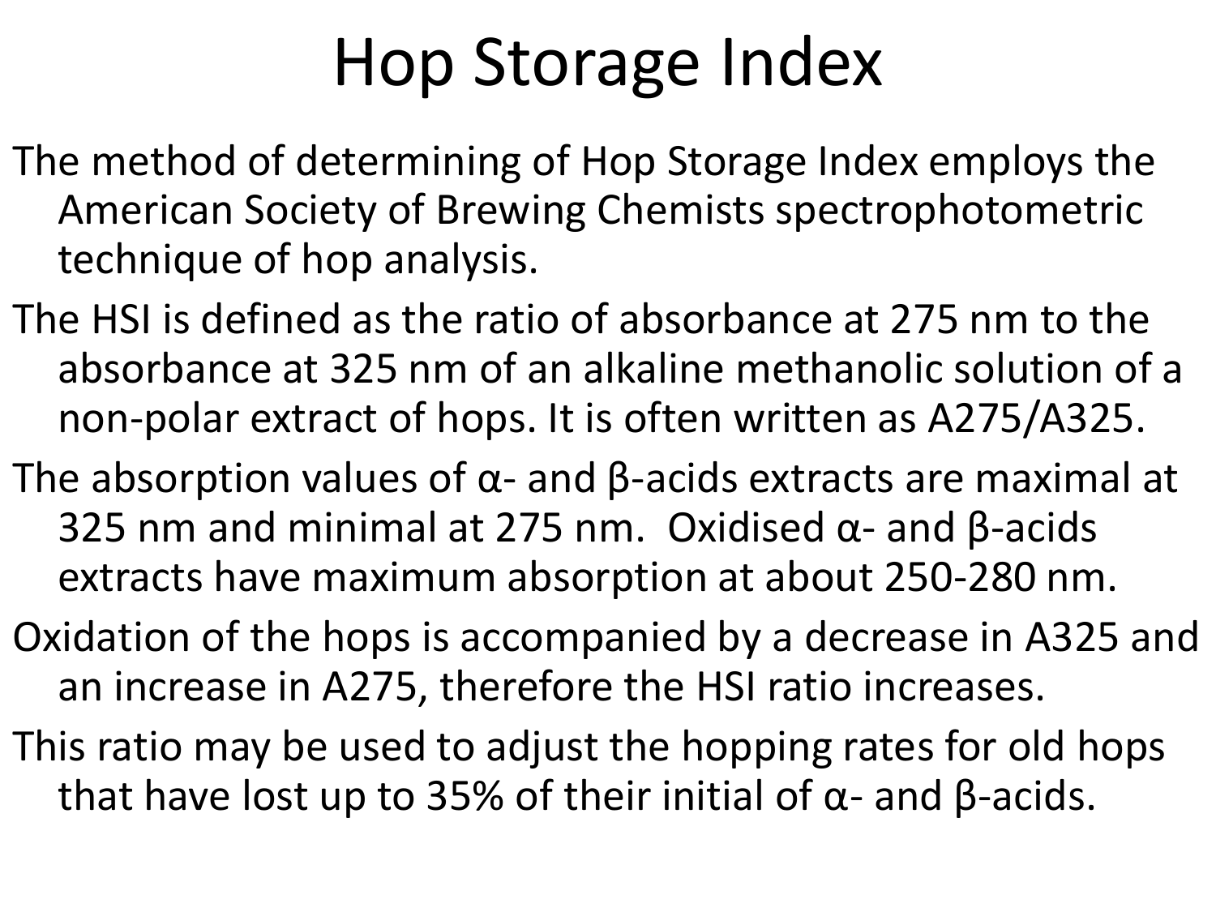# Hop Storage Index

The method of determining of Hop Storage Index employs the American Society of Brewing Chemists spectrophotometric technique of hop analysis.

The HSI is defined as the ratio of absorbance at 275 nm to the absorbance at 325 nm of an alkaline methanolic solution of a non-polar extract of hops. It is often written as A275/A325.

The absorption values of α- and β-acids extracts are maximal at 325 nm and minimal at 275 nm. Oxidised α- and β-acids extracts have maximum absorption at about 250-280 nm.

Oxidation of the hops is accompanied by a decrease in A325 and an increase in A275, therefore the HSI ratio increases.

This ratio may be used to adjust the hopping rates for old hops that have lost up to 35% of their initial of α- and β-acids.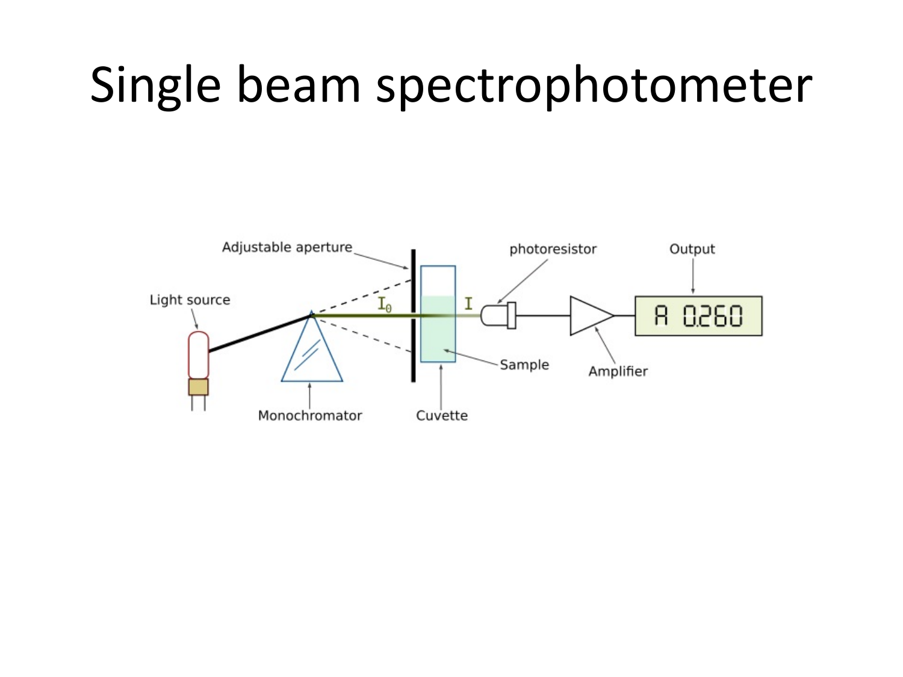# Single beam spectrophotometer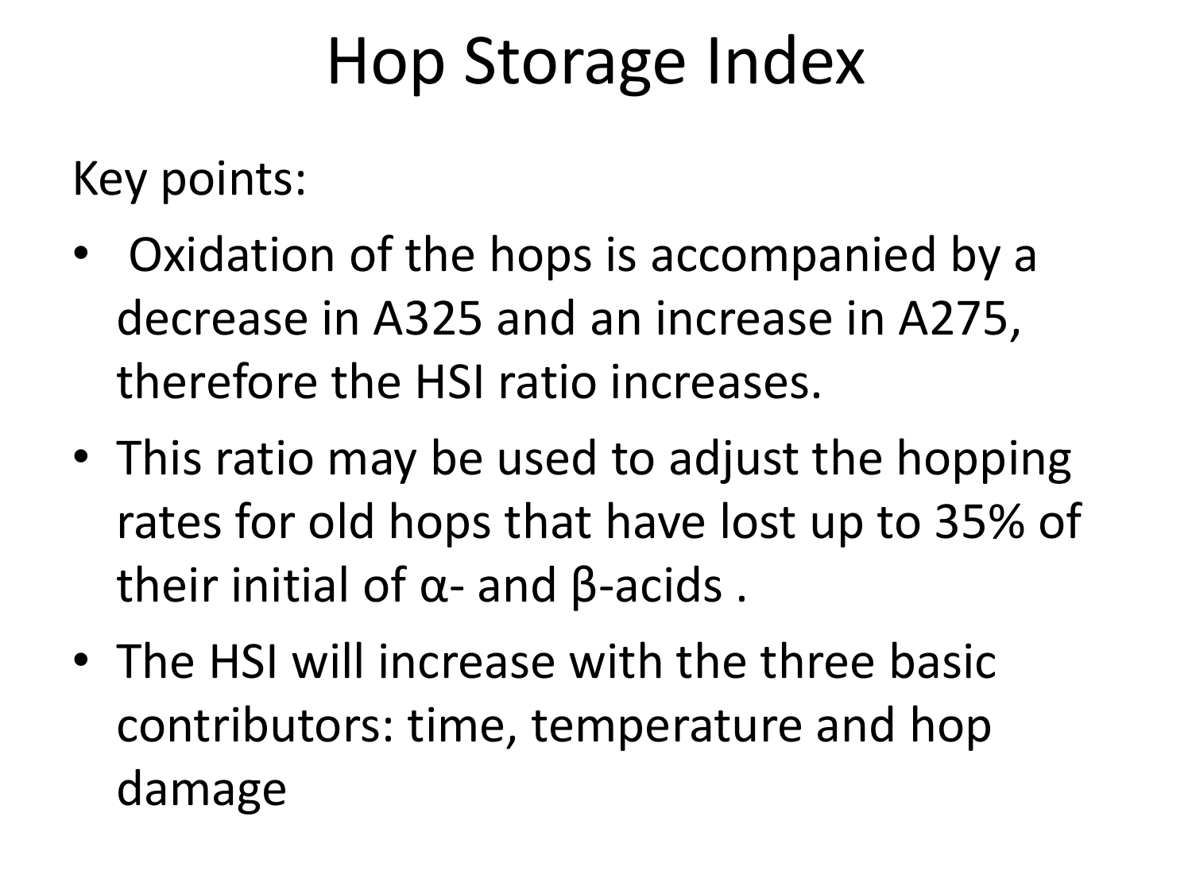# Hop Storage Index

Key points:

- Oxidation of the hops is accompanied by a decrease in A325 and an increase in A275, therefore the HSI ratio increases.
- This ratio may be used to adjust the hopping rates for old hops that have lost up to 35% of their initial of α- and β-acids .
- The HSI will increase with the three basic contributors: time, temperature and hop damage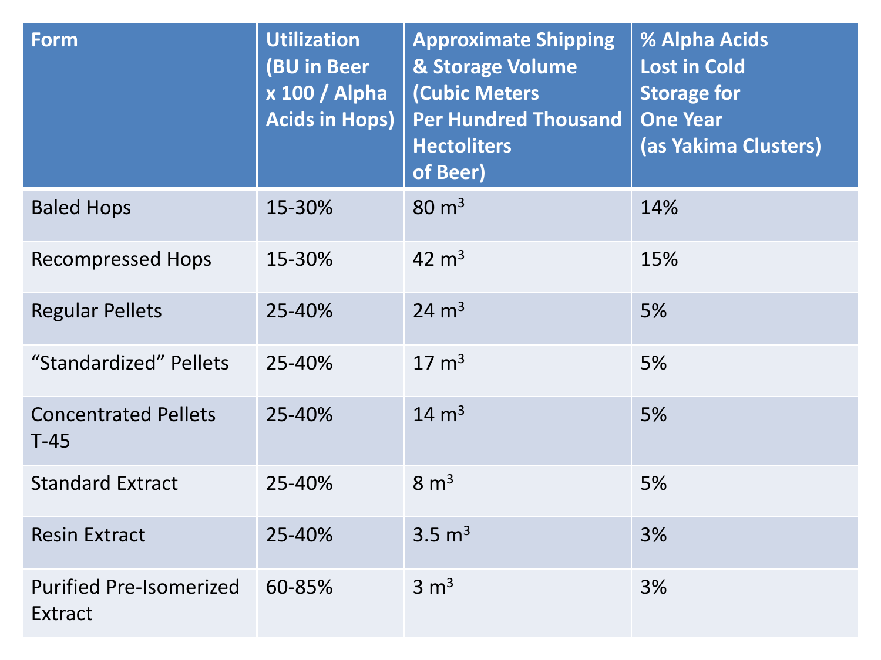| Form | Utilization (BU in Beer x 100 / Alpha Acids in Hops) | Approximate Shipping & Storage Volume (Cubic Meters Per Hundred Thousand Hectoliters of Beer) | % Alpha Acids Lost in Cold Storage for One Year (as Yakima Clusters) |
|---|---|---|---|
| Baled Hops | 15-30% | 80 $m^3$ | 14% |
| Recompressed Hops | 15-30% | 42 $m^3$ | 15% |
| Regular Pellets | 25-40% | 24 $m^3$ | 5% |
| "Standardized" Pellets | 25-40% | 17 $m^3$ | 5% |
| Concentrated Pellets T-45 | 25-40% | 14 $m^3$ | 5% |
| Standard Extract | 25-40% | 8 $m^3$ | 5% |
| Resin Extract | 25-40% | 3.5 $m^3$ | 3% |
| Purified Pre-Isomerized Extract | 60-85% | 3 $m^3$ | 3% |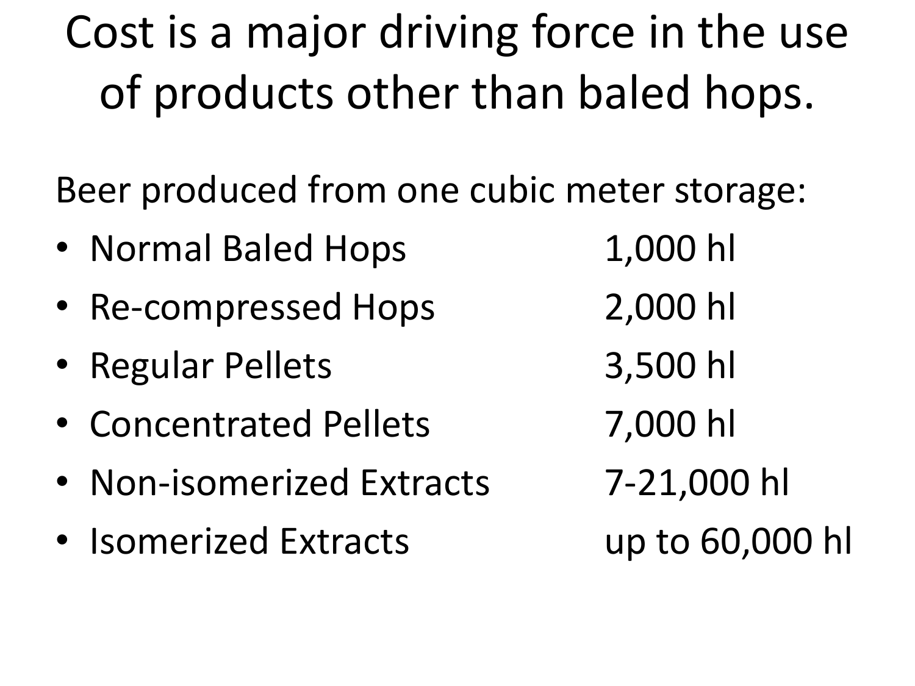# Cost is a major driving force in the use of products other than baled hops.

Beer produced from one cubic meter storage:

| | |
|---|---|
| • Normal Baled Hops | 1,000 hl |
| • Re-compressed Hops | 2,000 hl |
| • Regular Pellets | 3,500 hl |
| • Concentrated Pellets | 7,000 hl |
| • Non-isomerized Extracts | 7-21,000 hl |
| • Isomerized Extracts | up to 60,000 hl |